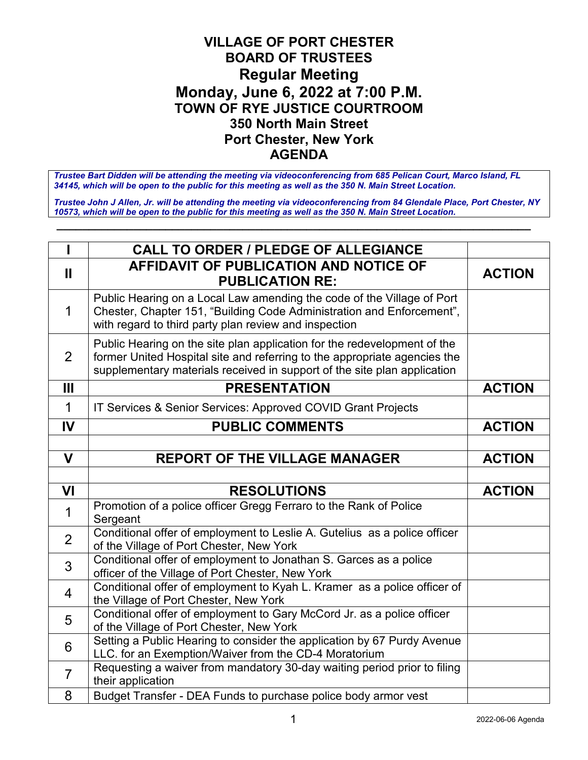# VILLAGE OF PORT CHESTER
## BOARD OF TRUSTEES
## Regular Meeting
## Monday, June 6, 2022 at 7:00 P.M.
### TOWN OF RYE JUSTICE COURTROOM
### 350 North Main Street
### Port Chester, New York
### AGENDA

***Trustee Bart Didden will be attending the meeting via videoconferencing from 685 Pelican Court, Marco Island, FL 34145, which will be open to the public for this meeting as well as the 350 N. Main Street Location.***

***Trustee John J Allen, Jr. will be attending the meeting via videoconferencing from 84 Glendale Place, Port Chester, NY 10573, which will be open to the public for this meeting as well as the 350 N. Main Street Location.***

---

| I | CALL TO ORDER / PLEDGE OF ALLEGIANCE | |
|---|---|---|
| **II** | **AFFIDAVIT OF PUBLICATION AND NOTICE OF PUBLICATION RE:** | **ACTION** |
| 1 | Public Hearing on a Local Law amending the code of the Village of Port Chester, Chapter 151, "Building Code Administration and Enforcement", with regard to third party plan review and inspection | |
| 2 | Public Hearing on the site plan application for the redevelopment of the former United Hospital site and referring to the appropriate agencies the supplementary materials received in support of the site plan application | |
| **III** | **PRESENTATION** | **ACTION** |
| 1 | IT Services & Senior Services: Approved COVID Grant Projects | |
| **IV** | **PUBLIC COMMENTS** | **ACTION** |
| | | |
| **V** | **REPORT OF THE VILLAGE MANAGER** | **ACTION** |
| | | |
| **VI** | **RESOLUTIONS** | **ACTION** |
| 1 | Promotion of a police officer Gregg Ferraro to the Rank of Police Sergeant | |
| 2 | Conditional offer of employment to Leslie A. Gutelius as a police officer of the Village of Port Chester, New York | |
| 3 | Conditional offer of employment to Jonathan S. Garces as a police officer of the Village of Port Chester, New York | |
| 4 | Conditional offer of employment to Kyah L. Kramer as a police officer of the Village of Port Chester, New York | |
| 5 | Conditional offer of employment to Gary McCord Jr. as a police officer of the Village of Port Chester, New York | |
| 6 | Setting a Public Hearing to consider the application by 67 Purdy Avenue LLC. for an Exemption/Waiver from the CD-4 Moratorium | |
| 7 | Requesting a waiver from mandatory 30-day waiting period prior to filing their application | |
| 8 | Budget Transfer - DEA Funds to purchase police body armor vest | |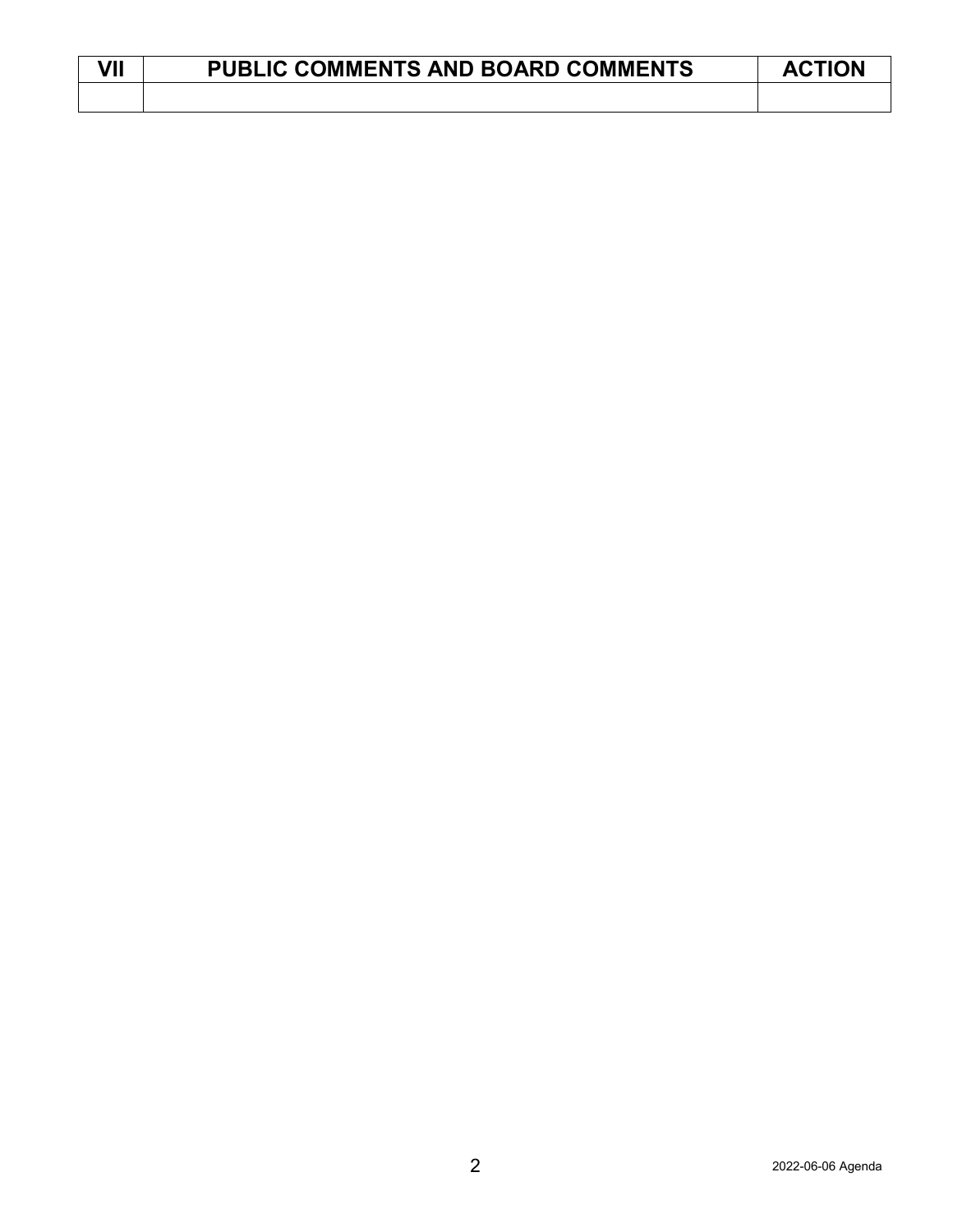| VII | PUBLIC COMMENTS AND BOARD COMMENTS | ACTION |
|---|---|---|
| | | |